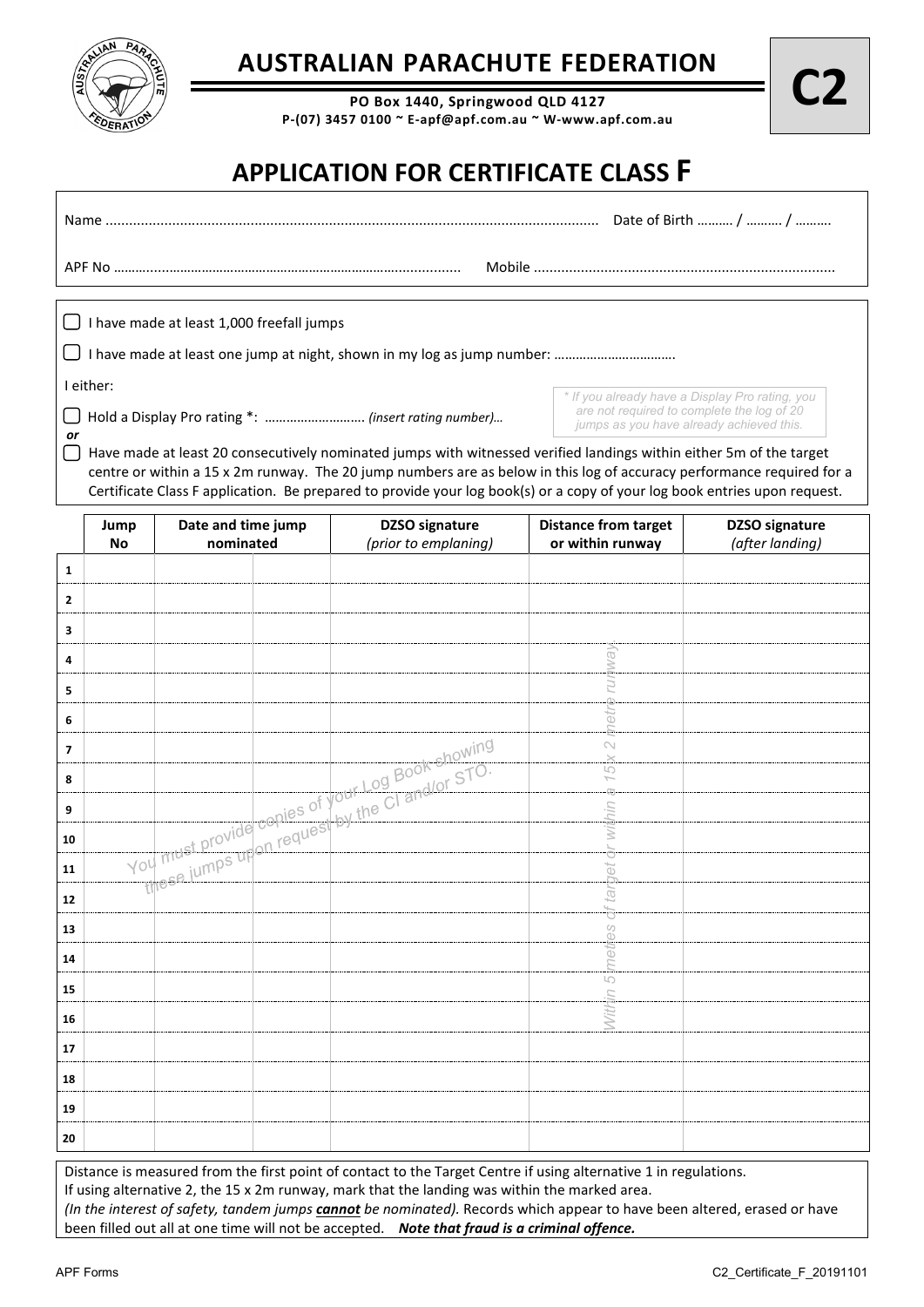# AUSTRALIAN PARACHUTE FEDERATION

**PO Box 1440, Springwood QLD 4127**
**P-(07) 3457 0100 ~ E-apf@apf.com.au ~ W-www.apf.com.au**

**C2**

## APPLICATION FOR CERTIFICATE CLASS F

Name ............................................................................................................................ Date of Birth ………. / ………. / ……….

APF No ………...................................................................................... Mobile ..........................................................................

☐ I have made at least 1,000 freefall jumps

☐ I have made at least one jump at night, shown in my log as jump number: …………………………….

I either:

☐ Hold a Display Pro rating *: ……………………….. *(insert rating number)…*

*\* If you already have a Display Pro rating, you are not required to complete the log of 20 jumps as you have already achieved this.*

*or*

☐ Have made at least 20 consecutively nominated jumps with witnessed verified landings within either 5m of the target centre or within a 15 x 2m runway. The 20 jump numbers are as below in this log of accuracy performance required for a Certificate Class F application. Be prepared to provide your log book(s) or a copy of your log book entries upon request.

| | Jump No | Date and time jump nominated | | DZSO signature *(prior to emplaning)* | Distance from target or within runway | DZSO signature *(after landing)* |
|---|---|---|---|---|---|---|
| 1 | | | | | | |
| 2 | | | | | | |
| 3 | | | | | | |
| 4 | | | | | | |
| 5 | | | | | | |
| 6 | | | | | | |
| 7 | | | | | | |
| 8 | | | | | | |
| 9 | | | | | | |
| 10 | | | | | | |
| 11 | | | | | | |
| 12 | | | | | | |
| 13 | | | | | | |
| 14 | | | | | | |
| 15 | | | | | | |
| 16 | | | | | | |
| 17 | | | | | | |
| 18 | | | | | | |
| 19 | | | | | | |
| 20 | | | | | | |

*You must provide copies of your Log Book showing these jumps upon request by the CI and/or STO.*

*Within 5 metres of target or within a 15 x 2 metre runway*

Distance is measured from the first point of contact to the Target Centre if using alternative 1 in regulations.
If using alternative 2, the 15 x 2m runway, mark that the landing was within the marked area.
*(In the interest of safety, tandem jumps **cannot** be nominated).* Records which appear to have been altered, erased or have been filled out all at one time will not be accepted. ***Note that fraud is a criminal offence.***

APF Forms C2_Certificate_F_20191101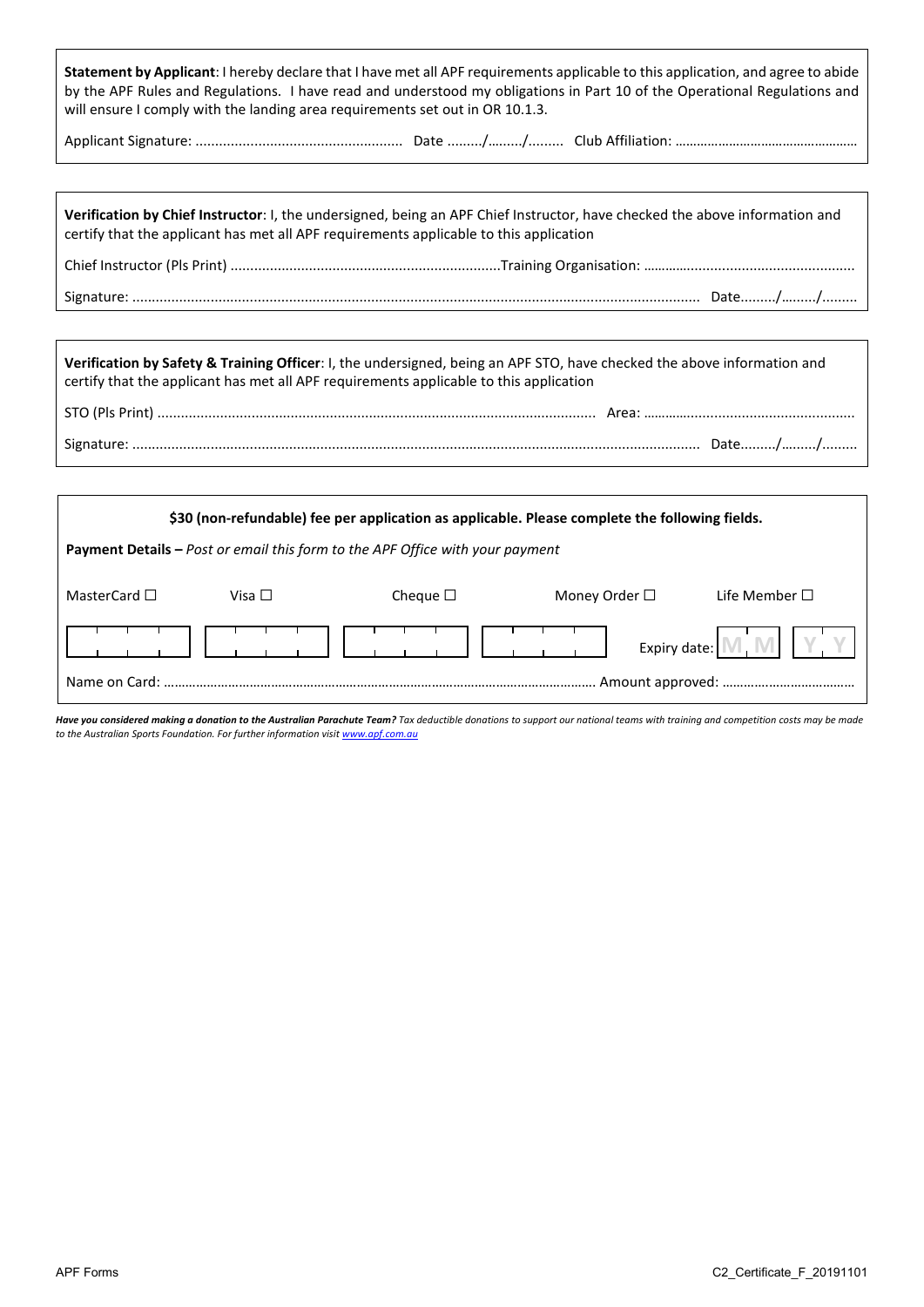**Statement by Applicant**: I hereby declare that I have met all APF requirements applicable to this application, and agree to abide by the APF Rules and Regulations. I have read and understood my obligations in Part 10 of the Operational Regulations and will ensure I comply with the landing area requirements set out in OR 10.1.3.

Applicant Signature: ..................................................... Date ........./........./......... Club Affiliation: ..................................................

**Verification by Chief Instructor**: I, the undersigned, being an APF Chief Instructor, have checked the above information and certify that the applicant has met all APF requirements applicable to this application

Chief Instructor (Pls Print) .....................................................................Training Organisation: .......................................................

Signature: ...................................................................................................................................................... Date........./........./.........

**Verification by Safety & Training Officer**: I, the undersigned, being an APF STO, have checked the above information and certify that the applicant has met all APF requirements applicable to this application

STO (Pls Print) ............................................................................................................... Area: .......................................................

Signature: ...................................................................................................................................................... Date........./........./.........

**$30 (non-refundable) fee per application as applicable. Please complete the following fields.**

**Payment Details –** *Post or email this form to the APF Office with your payment*

MasterCard ☐ Visa ☐ Cheque ☐ Money Order ☐ Life Member ☐

Expiry date: M M Y Y

Name on Card: ..................................................................................................................... Amount approved: ....................................

***Have you considered making a donation to the Australian Parachute Team?*** *Tax deductible donations to support our national teams with training and competition costs may be made to the Australian Sports Foundation. For further information visit www.apf.com.au*

APF Forms C2_Certificate_F_20191101